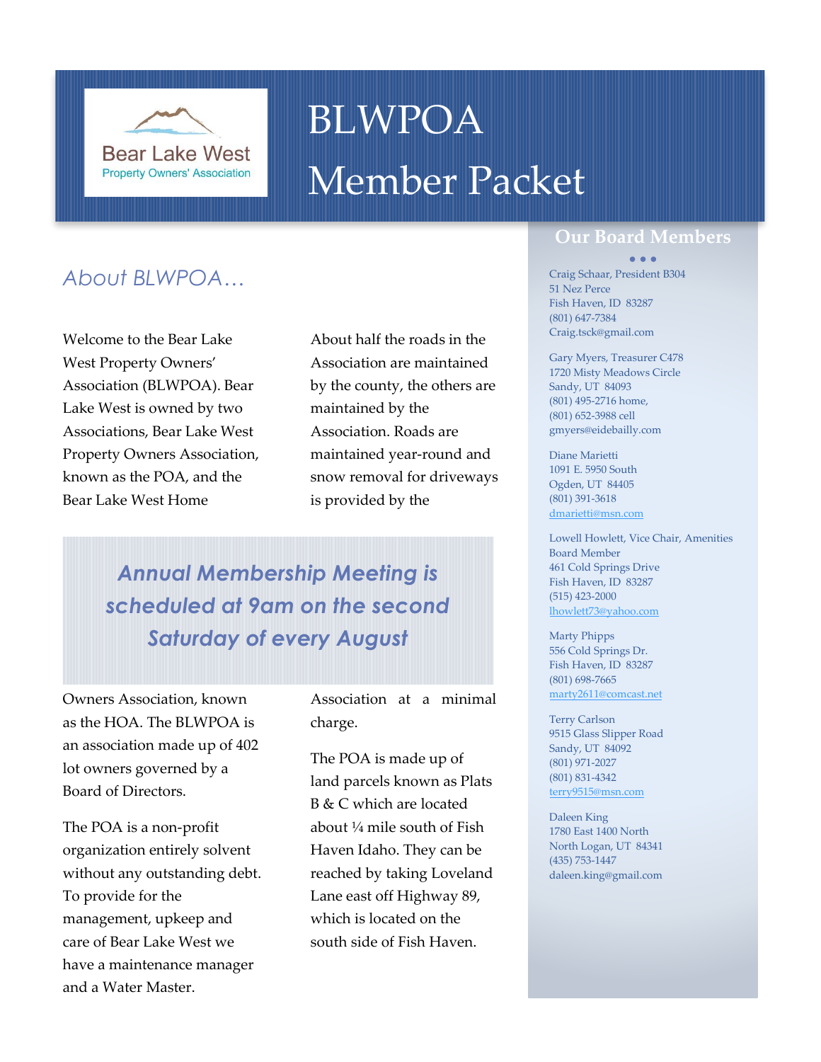Bear Lake West
Property Owners' Association

# BLWPOA Member Packet

## About BLWPOA…

Welcome to the Bear Lake West Property Owners' Association (BLWPOA). Bear Lake West is owned by two Associations, Bear Lake West Property Owners Association, known as the POA, and the Bear Lake West Home Owners Association, known as the HOA. The BLWPOA is an association made up of 402 lot owners governed by a Board of Directors.

The POA is a non-profit organization entirely solvent without any outstanding debt. To provide for the management, upkeep and care of Bear Lake West we have a maintenance manager and a Water Master.

About half the roads in the Association are maintained by the county, the others are maintained by the Association. Roads are maintained year-round and snow removal for driveways is provided by the Association at a minimal charge.

The POA is made up of land parcels known as Plats B & C which are located about ¼ mile south of Fish Haven Idaho. They can be reached by taking Loveland Lane east off Highway 89, which is located on the south side of Fish Haven.

*Annual Membership Meeting is scheduled at 9am on the second Saturday of every August*

## Our Board Members

Craig Schaar, President B304
51 Nez Perce
Fish Haven, ID 83287
(801) 647-7384
Craig.tsck@gmail.com

Gary Myers, Treasurer C478
1720 Misty Meadows Circle
Sandy, UT 84093
(801) 495-2716 home,
(801) 652-3988 cell
gmyers@eidebailly.com

Diane Marietti
1091 E. 5950 South
Ogden, UT 84405
(801) 391-3618
dmarietti@msn.com

Lowell Howlett, Vice Chair, Amenities Board Member
461 Cold Springs Drive
Fish Haven, ID 83287
(515) 423-2000
lhowlett73@yahoo.com

Marty Phipps
556 Cold Springs Dr.
Fish Haven, ID 83287
(801) 698-7665
marty2611@comcast.net

Terry Carlson
9515 Glass Slipper Road
Sandy, UT 84092
(801) 971-2027
(801) 831-4342
terry9515@msn.com

Daleen King
1780 East 1400 North
North Logan, UT 84341
(435) 753-1447
daleen.king@gmail.com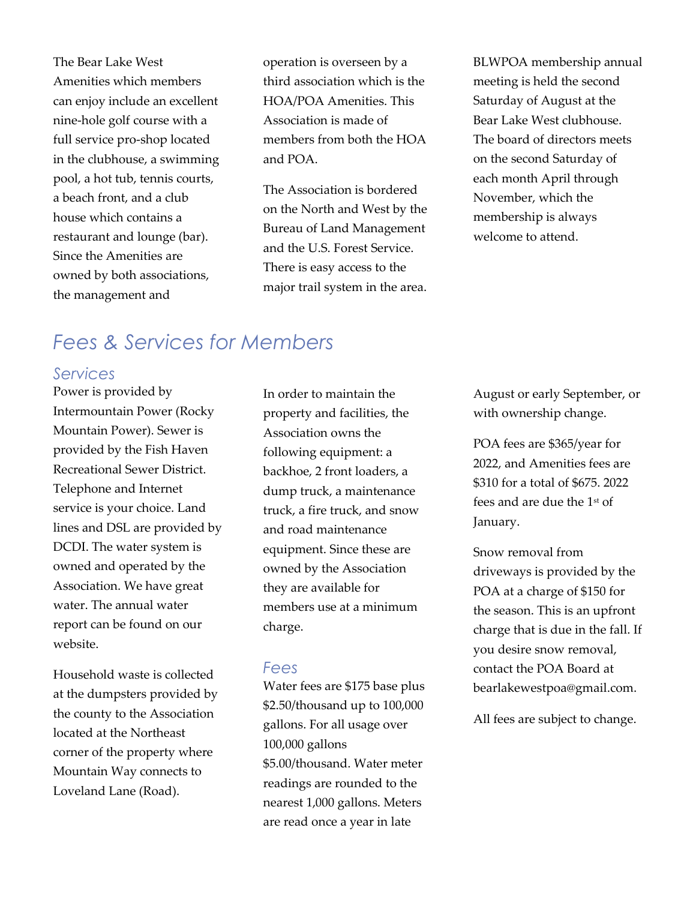The Bear Lake West Amenities which members can enjoy include an excellent nine-hole golf course with a full service pro-shop located in the clubhouse, a swimming pool, a hot tub, tennis courts, a beach front, and a club house which contains a restaurant and lounge (bar). Since the Amenities are owned by both associations, the management and operation is overseen by a third association which is the HOA/POA Amenities. This Association is made of members from both the HOA and POA.

The Association is bordered on the North and West by the Bureau of Land Management and the U.S. Forest Service. There is easy access to the major trail system in the area.

BLWPOA membership annual meeting is held the second Saturday of August at the Bear Lake West clubhouse. The board of directors meets on the second Saturday of each month April through November, which the membership is always welcome to attend.

# Fees & Services for Members

## Services

Power is provided by Intermountain Power (Rocky Mountain Power). Sewer is provided by the Fish Haven Recreational Sewer District. Telephone and Internet service is your choice. Land lines and DSL are provided by DCDI. The water system is owned and operated by the Association. We have great water. The annual water report can be found on our website.

Household waste is collected at the dumpsters provided by the county to the Association located at the Northeast corner of the property where Mountain Way connects to Loveland Lane (Road).

In order to maintain the property and facilities, the Association owns the following equipment: a backhoe, 2 front loaders, a dump truck, a maintenance truck, a fire truck, and snow and road maintenance equipment. Since these are owned by the Association they are available for members use at a minimum charge.

## Fees

Water fees are $175 base plus $2.50/thousand up to 100,000 gallons. For all usage over 100,000 gallons $5.00/thousand. Water meter readings are rounded to the nearest 1,000 gallons. Meters are read once a year in late August or early September, or with ownership change.

POA fees are $365/year for 2022, and Amenities fees are $310 for a total of $675. 2022 fees and are due the 1st of January.

Snow removal from driveways is provided by the POA at a charge of $150 for the season. This is an upfront charge that is due in the fall. If you desire snow removal, contact the POA Board at bearlakewestpoa@gmail.com.

All fees are subject to change.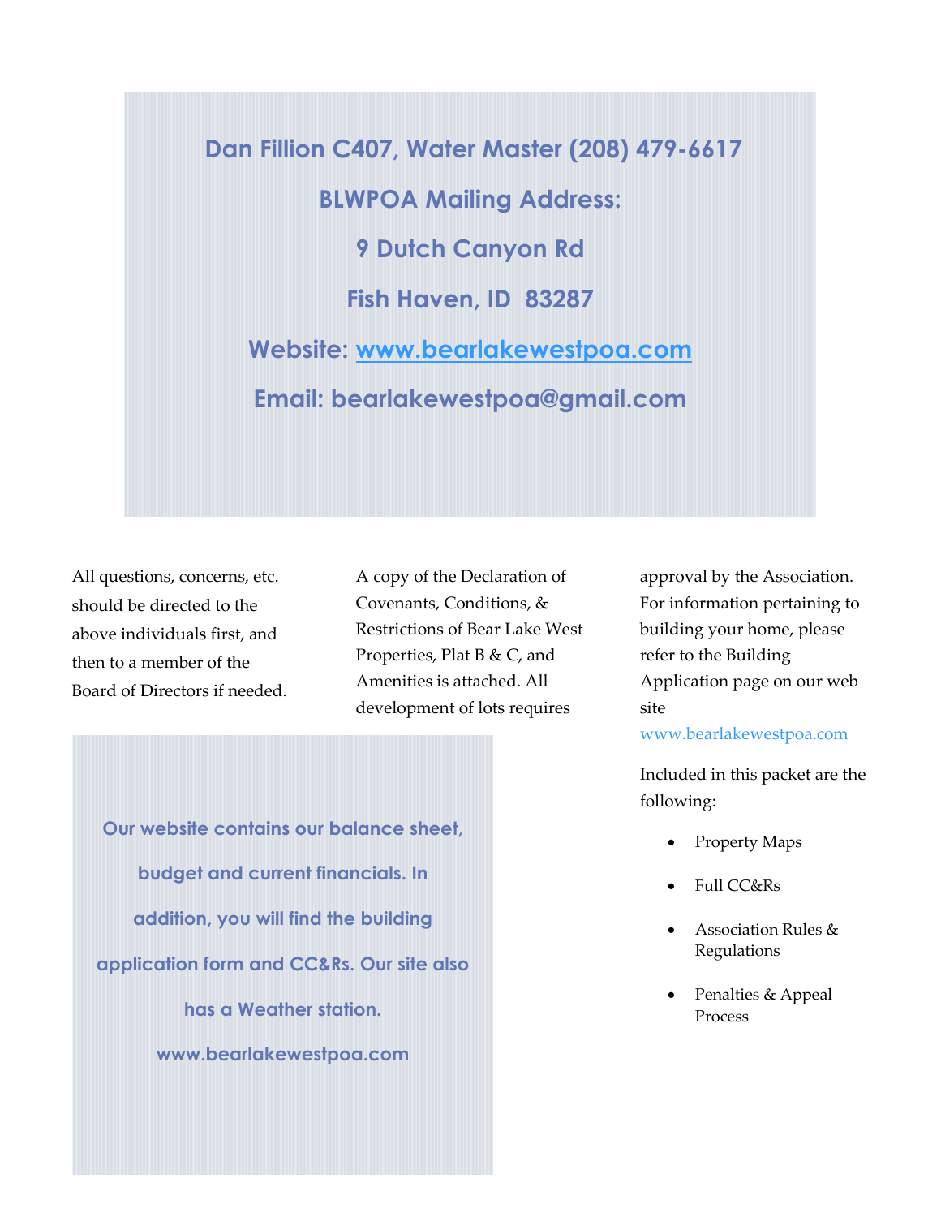**Dan Fillion C407, Water Master (208) 479-6617**

**BLWPOA Mailing Address:**

**9 Dutch Canyon Rd**

**Fish Haven, ID 83287**

**Website: [www.bearlakewestpoa.com](http://www.bearlakewestpoa.com)**

**Email: bearlakewestpoa@gmail.com**

All questions, concerns, etc. should be directed to the above individuals first, and then to a member of the Board of Directors if needed.

A copy of the Declaration of Covenants, Conditions, & Restrictions of Bear Lake West Properties, Plat B & C, and Amenities is attached. All development of lots requires approval by the Association. For information pertaining to building your home, please refer to the Building Application page on our web site [www.bearlakewestpoa.com](http://www.bearlakewestpoa.com)

**Our website contains our balance sheet, budget and current financials. In addition, you will find the building application form and CC&Rs. Our site also has a Weather station.**

**www.bearlakewestpoa.com**

Included in this packet are the following:

- Property Maps
- Full CC&Rs
- Association Rules & Regulations
- Penalties & Appeal Process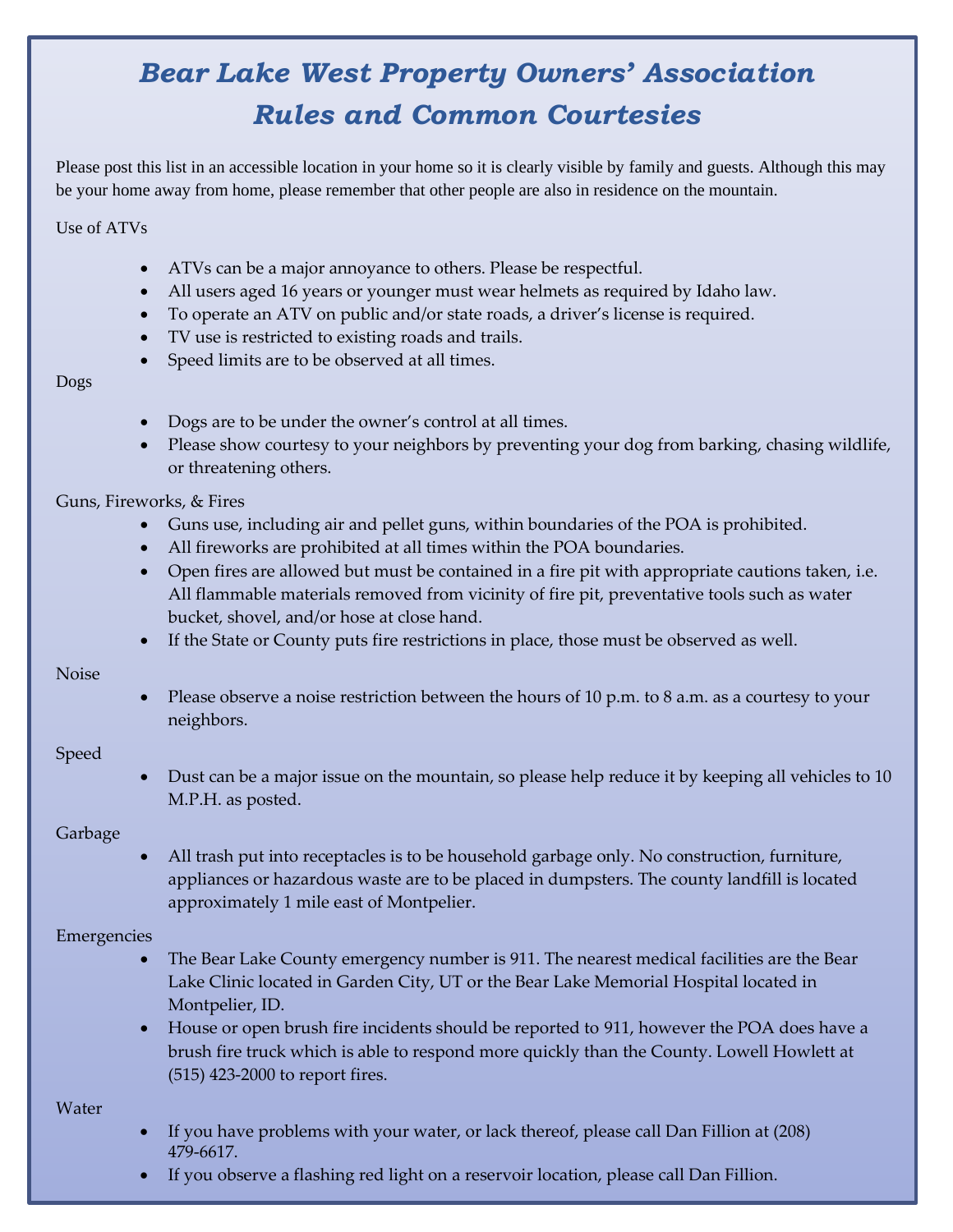# Bear Lake West Property Owners' Association Rules and Common Courtesies

Please post this list in an accessible location in your home so it is clearly visible by family and guests. Although this may be your home away from home, please remember that other people are also in residence on the mountain.

## Use of ATVs

- ATVs can be a major annoyance to others. Please be respectful.
- All users aged 16 years or younger must wear helmets as required by Idaho law.
- To operate an ATV on public and/or state roads, a driver's license is required.
- TV use is restricted to existing roads and trails.
- Speed limits are to be observed at all times.

## Dogs

- Dogs are to be under the owner's control at all times.
- Please show courtesy to your neighbors by preventing your dog from barking, chasing wildlife, or threatening others.

## Guns, Fireworks, & Fires

- Guns use, including air and pellet guns, within boundaries of the POA is prohibited.
- All fireworks are prohibited at all times within the POA boundaries.
- Open fires are allowed but must be contained in a fire pit with appropriate cautions taken, i.e. All flammable materials removed from vicinity of fire pit, preventative tools such as water bucket, shovel, and/or hose at close hand.
- If the State or County puts fire restrictions in place, those must be observed as well.

## Noise

- Please observe a noise restriction between the hours of 10 p.m. to 8 a.m. as a courtesy to your neighbors.

## Speed

- Dust can be a major issue on the mountain, so please help reduce it by keeping all vehicles to 10 M.P.H. as posted.

## Garbage

- All trash put into receptacles is to be household garbage only. No construction, furniture, appliances or hazardous waste are to be placed in dumpsters. The county landfill is located approximately 1 mile east of Montpelier.

## Emergencies

- The Bear Lake County emergency number is 911. The nearest medical facilities are the Bear Lake Clinic located in Garden City, UT or the Bear Lake Memorial Hospital located in Montpelier, ID.
- House or open brush fire incidents should be reported to 911, however the POA does have a brush fire truck which is able to respond more quickly than the County. Lowell Howlett at (515) 423-2000 to report fires.

## Water

- If you have problems with your water, or lack thereof, please call Dan Fillion at (208) 479-6617.
- If you observe a flashing red light on a reservoir location, please call Dan Fillion.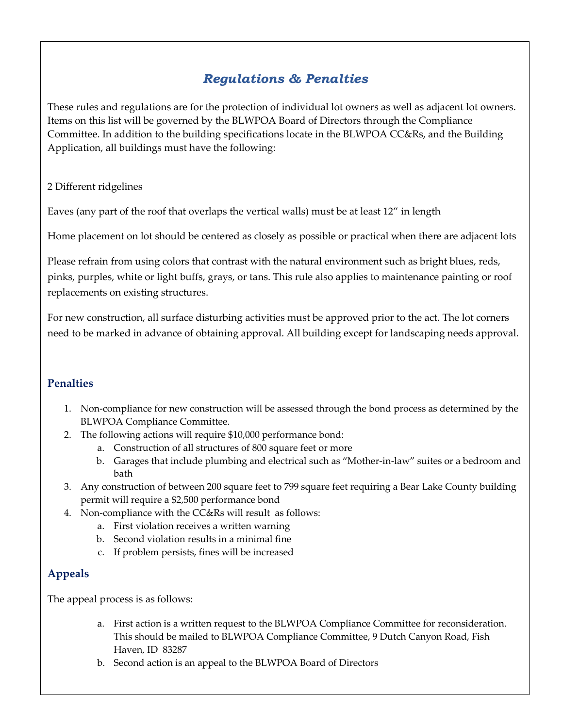## *Regulations & Penalties*

These rules and regulations are for the protection of individual lot owners as well as adjacent lot owners. Items on this list will be governed by the BLWPOA Board of Directors through the Compliance Committee. In addition to the building specifications locate in the BLWPOA CC&Rs, and the Building Application, all buildings must have the following:

2 Different ridgelines

Eaves (any part of the roof that overlaps the vertical walls) must be at least 12" in length

Home placement on lot should be centered as closely as possible or practical when there are adjacent lots

Please refrain from using colors that contrast with the natural environment such as bright blues, reds, pinks, purples, white or light buffs, grays, or tans. This rule also applies to maintenance painting or roof replacements on existing structures.

For new construction, all surface disturbing activities must be approved prior to the act. The lot corners need to be marked in advance of obtaining approval. All building except for landscaping needs approval.

### Penalties

1. Non-compliance for new construction will be assessed through the bond process as determined by the BLWPOA Compliance Committee.
2. The following actions will require $10,000 performance bond:
   a. Construction of all structures of 800 square feet or more
   b. Garages that include plumbing and electrical such as "Mother-in-law" suites or a bedroom and bath
3. Any construction of between 200 square feet to 799 square feet requiring a Bear Lake County building permit will require a $2,500 performance bond
4. Non-compliance with the CC&Rs will result as follows:
   a. First violation receives a written warning
   b. Second violation results in a minimal fine
   c. If problem persists, fines will be increased

### Appeals

The appeal process is as follows:

a. First action is a written request to the BLWPOA Compliance Committee for reconsideration. This should be mailed to BLWPOA Compliance Committee, 9 Dutch Canyon Road, Fish Haven, ID 83287
b. Second action is an appeal to the BLWPOA Board of Directors